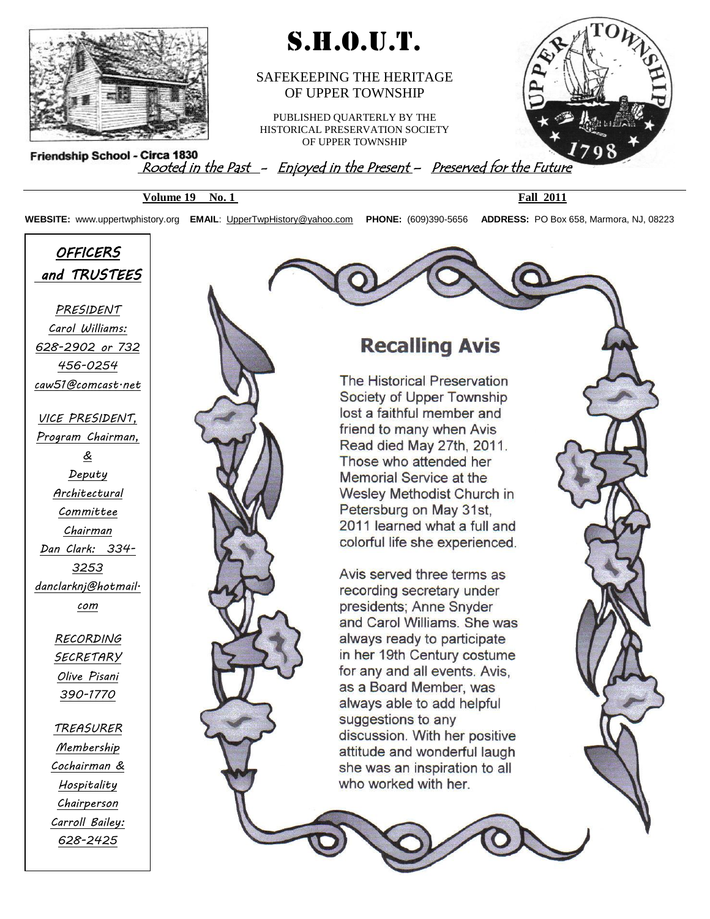# S.H.O.U.T.

SAFEKEEPING THE HERITAGE OF UPPER TOWNSHIP

PUBLISHED QUARTERLY BY THE HISTORICAL PRESERVATION SOCIETY OF UPPER TOWNSHIP

Friendship School - Circa 1830

*Rooted in the Past - Enjoyed in the Present – Preserved for the Future*

**Volume 19 No. 1** **Fall 2011**

**WEBSITE:** www.uppertwphistory.org **EMAIL**: UpperTwpHistory@yahoo.com **PHONE:** (609)390-5656 **ADDRESS:** PO Box 658, Marmora, NJ, 08223

## OFFICERS and TRUSTEES

*PRESIDENT*
Carol Williams: 628-2902 or 732 456-0254
caw51@comcast.net

*VICE PRESIDENT, Program Chairman, & Deputy Architectural Committee Chairman*
Dan Clark: 334-3253
danclarknj@hotmail.com

*RECORDING SECRETARY*
Olive Pisani
390-1770

*TREASURER Membership Cochairman & Hospitality Chairperson*
Carroll Bailey: 628-2425

## Recalling Avis

The Historical Preservation Society of Upper Township lost a faithful member and friend to many when Avis Read died May 27th, 2011. Those who attended her Memorial Service at the Wesley Methodist Church in Petersburg on May 31st, 2011 learned what a full and colorful life she experienced.

Avis served three terms as recording secretary under presidents; Anne Snyder and Carol Williams. She was always ready to participate in her 19th Century costume for any and all events. Avis, as a Board Member, was always able to add helpful suggestions to any discussion. With her positive attitude and wonderful laugh she was an inspiration to all who worked with her.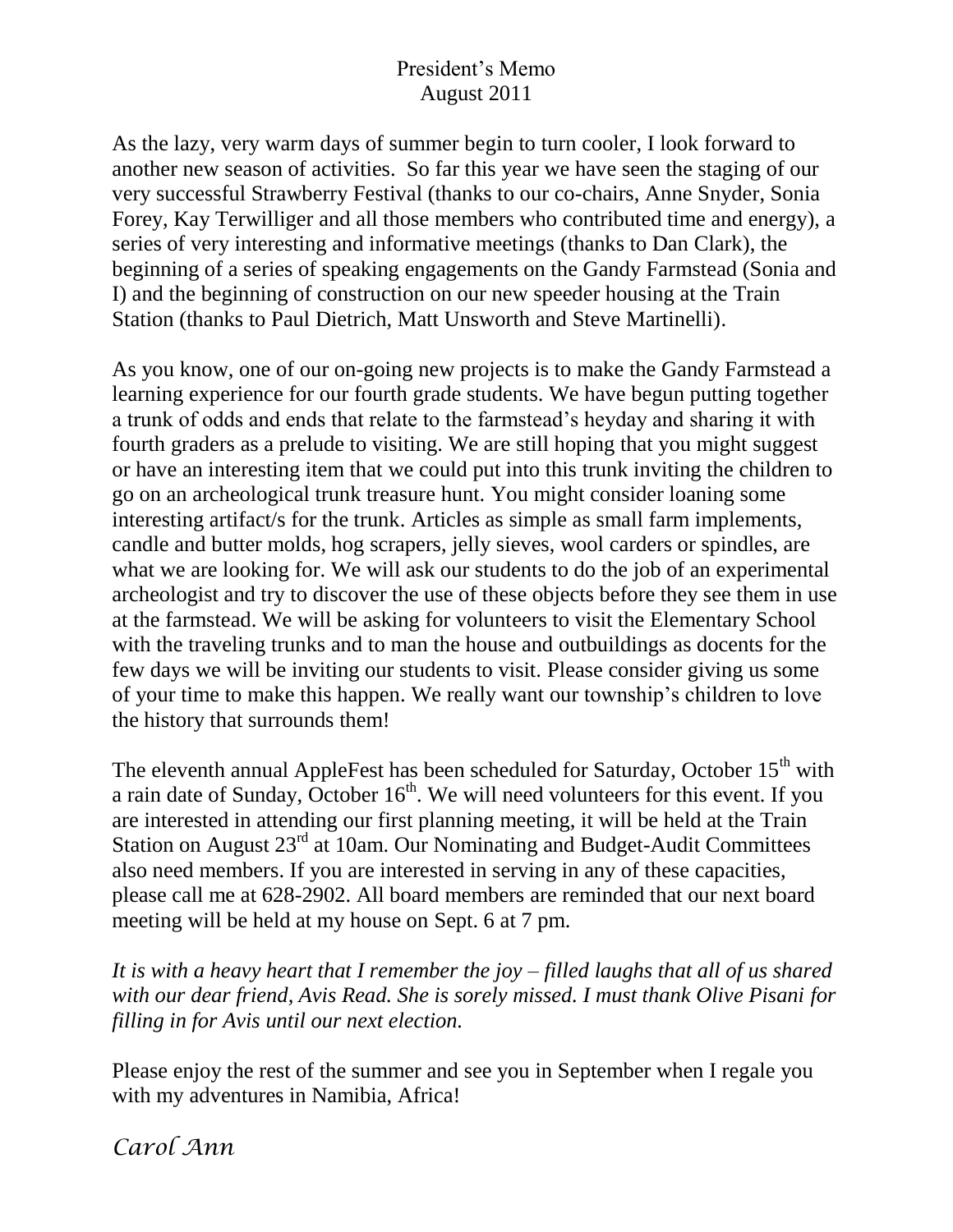# President's Memo
## August 2011

As the lazy, very warm days of summer begin to turn cooler, I look forward to another new season of activities. So far this year we have seen the staging of our very successful Strawberry Festival (thanks to our co-chairs, Anne Snyder, Sonia Forey, Kay Terwilliger and all those members who contributed time and energy), a series of very interesting and informative meetings (thanks to Dan Clark), the beginning of a series of speaking engagements on the Gandy Farmstead (Sonia and I) and the beginning of construction on our new speeder housing at the Train Station (thanks to Paul Dietrich, Matt Unsworth and Steve Martinelli).

As you know, one of our on-going new projects is to make the Gandy Farmstead a learning experience for our fourth grade students. We have begun putting together a trunk of odds and ends that relate to the farmstead's heyday and sharing it with fourth graders as a prelude to visiting. We are still hoping that you might suggest or have an interesting item that we could put into this trunk inviting the children to go on an archeological trunk treasure hunt. You might consider loaning some interesting artifact/s for the trunk. Articles as simple as small farm implements, candle and butter molds, hog scrapers, jelly sieves, wool carders or spindles, are what we are looking for. We will ask our students to do the job of an experimental archeologist and try to discover the use of these objects before they see them in use at the farmstead. We will be asking for volunteers to visit the Elementary School with the traveling trunks and to man the house and outbuildings as docents for the few days we will be inviting our students to visit. Please consider giving us some of your time to make this happen. We really want our township's children to love the history that surrounds them!

The eleventh annual AppleFest has been scheduled for Saturday, October 15th with a rain date of Sunday, October 16th. We will need volunteers for this event. If you are interested in attending our first planning meeting, it will be held at the Train Station on August 23rd at 10am. Our Nominating and Budget-Audit Committees also need members. If you are interested in serving in any of these capacities, please call me at 628-2902. All board members are reminded that our next board meeting will be held at my house on Sept. 6 at 7 pm.

*It is with a heavy heart that I remember the joy – filled laughs that all of us shared with our dear friend, Avis Read. She is sorely missed. I must thank Olive Pisani for filling in for Avis until our next election.*

Please enjoy the rest of the summer and see you in September when I regale you with my adventures in Namibia, Africa!

*Carol Ann*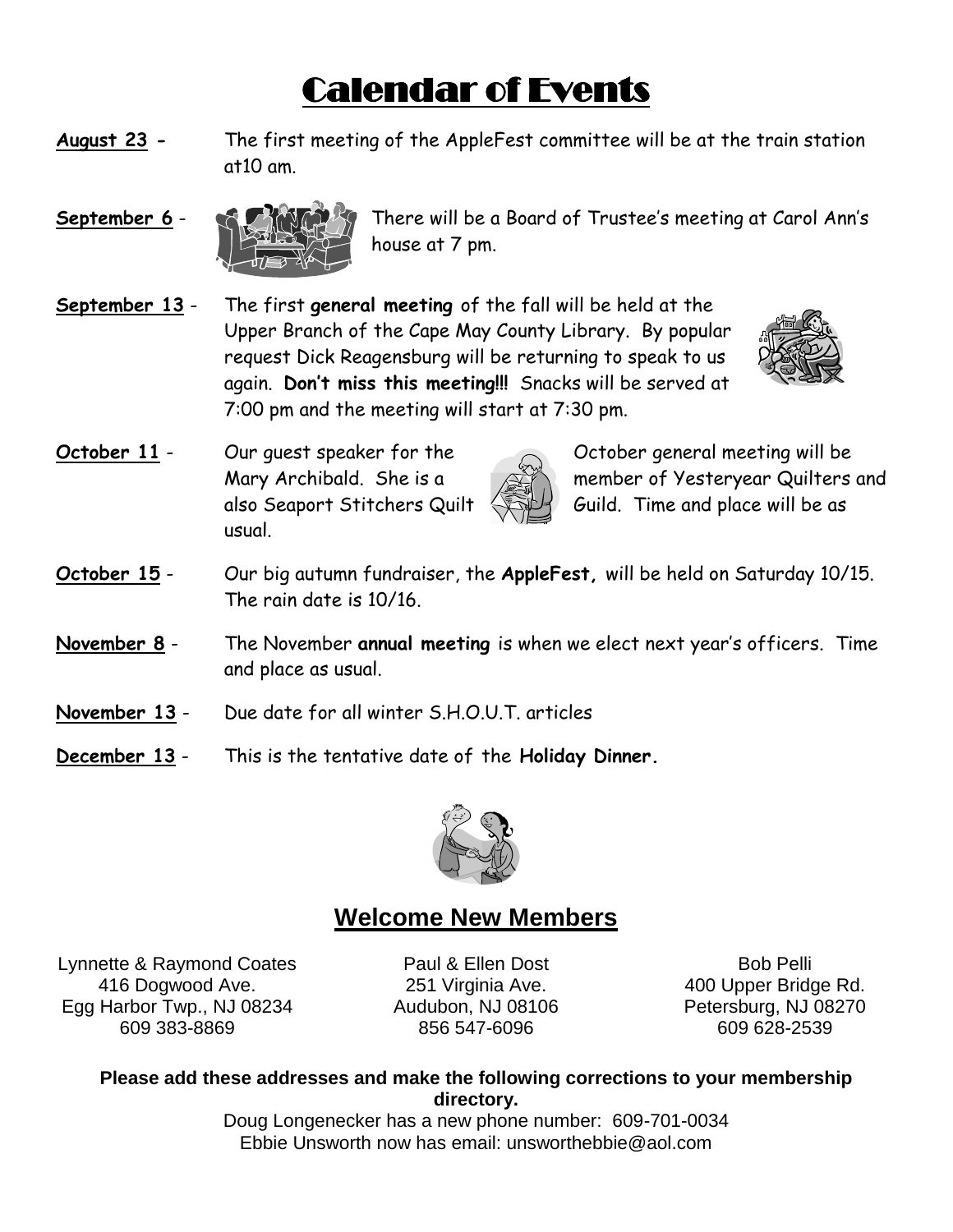# Calendar of Events

**August 23 -** The first meeting of the AppleFest committee will be at the train station at10 am.

**September 6** - There will be a Board of Trustee's meeting at Carol Ann's house at 7 pm.

**September 13** - The first **general meeting** of the fall will be held at the Upper Branch of the Cape May County Library. By popular request Dick Reagensburg will be returning to speak to us again. **Don't miss this meeting!!!** Snacks will be served at 7:00 pm and the meeting will start at 7:30 pm.

**October 11** - Our guest speaker for the October general meeting will be Mary Archibald. She is a member of Yesteryear Quilters and also Seaport Stitchers Quilt Guild. Time and place will be as usual.

**October 15** - Our big autumn fundraiser, the **AppleFest,** will be held on Saturday 10/15. The rain date is 10/16.

**November 8** - The November **annual meeting** is when we elect next year's officers. Time and place as usual.

**November 13** - Due date for all winter S.H.O.U.T. articles

**December 13** - This is the tentative date of the **Holiday Dinner.**

## Welcome New Members

Lynnette & Raymond Coates
416 Dogwood Ave.
Egg Harbor Twp., NJ 08234
609 383-8869

Paul & Ellen Dost
251 Virginia Ave.
Audubon, NJ 08106
856 547-6096

Bob Pelli
400 Upper Bridge Rd.
Petersburg, NJ 08270
609 628-2539

**Please add these addresses and make the following corrections to your membership directory.**

Doug Longenecker has a new phone number: 609-701-0034
Ebbie Unsworth now has email: unsworthebbie@aol.com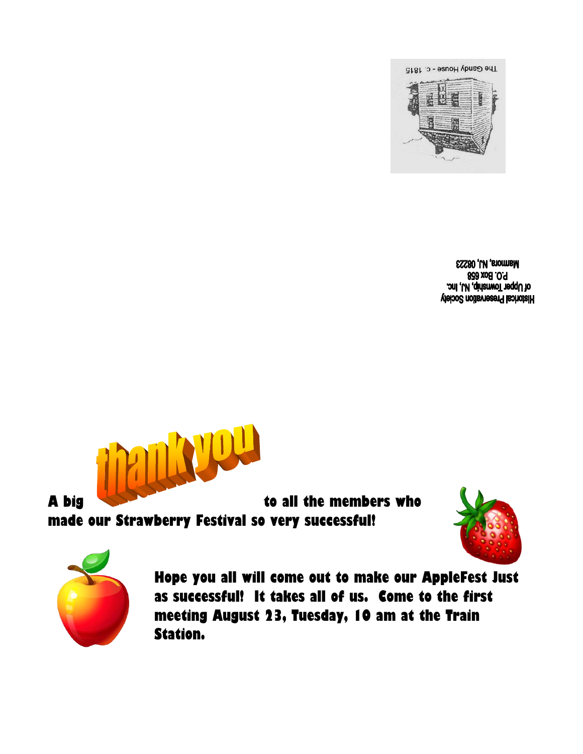The Gandy House - c. 1815

Historical Preservation Society
of Upper Township, NJ, Inc.
P.O. Box 658
Marmora, NJ, 08223

**A big thank you to all the members who made our Strawberry Festival so very successful!**

**Hope you all will come out to make our AppleFest Just as successful! It takes all of us. Come to the first meeting August 23, Tuesday, 10 am at the Train Station.**